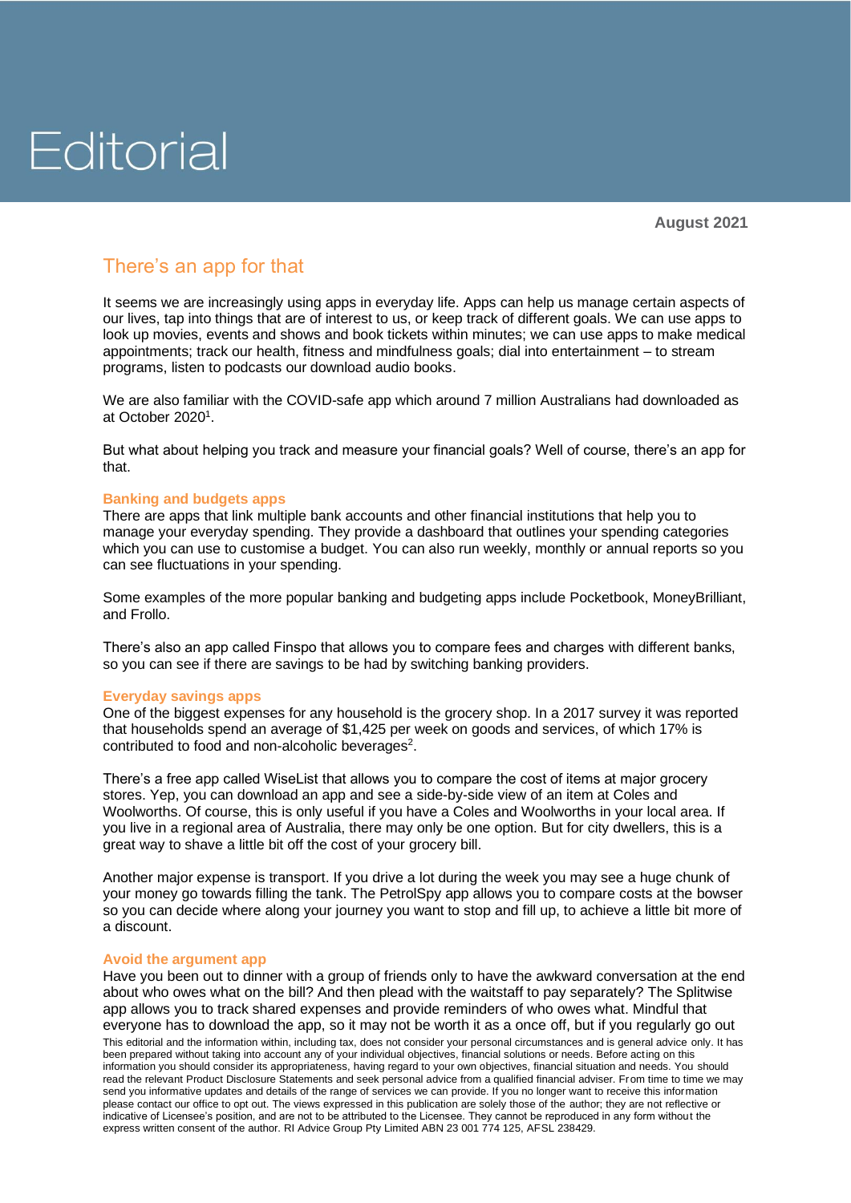# Editorial

**August 2021**

## There's an app for that

It seems we are increasingly using apps in everyday life. Apps can help us manage certain aspects of our lives, tap into things that are of interest to us, or keep track of different goals. We can use apps to look up movies, events and shows and book tickets within minutes; we can use apps to make medical appointments; track our health, fitness and mindfulness goals; dial into entertainment – to stream programs, listen to podcasts our download audio books.

We are also familiar with the COVID-safe app which around 7 million Australians had downloaded as at October 2020[1].

But what about helping you track and measure your financial goals? Well of course, there's an app for that.

### Banking and budgets apps

There are apps that link multiple bank accounts and other financial institutions that help you to manage your everyday spending. They provide a dashboard that outlines your spending categories which you can use to customise a budget. You can also run weekly, monthly or annual reports so you can see fluctuations in your spending.

Some examples of the more popular banking and budgeting apps include Pocketbook, MoneyBrilliant, and Frollo.

There's also an app called Finspo that allows you to compare fees and charges with different banks, so you can see if there are savings to be had by switching banking providers.

### Everyday savings apps

One of the biggest expenses for any household is the grocery shop. In a 2017 survey it was reported that households spend an average of $1,425 per week on goods and services, of which 17% is contributed to food and non-alcoholic beverages[2].

There's a free app called WiseList that allows you to compare the cost of items at major grocery stores. Yep, you can download an app and see a side-by-side view of an item at Coles and Woolworths. Of course, this is only useful if you have a Coles and Woolworths in your local area. If you live in a regional area of Australia, there may only be one option. But for city dwellers, this is a great way to shave a little bit off the cost of your grocery bill.

Another major expense is transport. If you drive a lot during the week you may see a huge chunk of your money go towards filling the tank. The PetrolSpy app allows you to compare costs at the bowser so you can decide where along your journey you want to stop and fill up, to achieve a little bit more of a discount.

### Avoid the argument app

Have you been out to dinner with a group of friends only to have the awkward conversation at the end about who owes what on the bill? And then plead with the waitstaff to pay separately? The Splitwise app allows you to track shared expenses and provide reminders of who owes what. Mindful that everyone has to download the app, so it may not be worth it as a once off, but if you regularly go out

This editorial and the information within, including tax, does not consider your personal circumstances and is general advice only. It has been prepared without taking into account any of your individual objectives, financial solutions or needs. Before acting on this information you should consider its appropriateness, having regard to your own objectives, financial situation and needs. You should read the relevant Product Disclosure Statements and seek personal advice from a qualified financial adviser. From time to time we may send you informative updates and details of the range of services we can provide. If you no longer want to receive this information please contact our office to opt out. The views expressed in this publication are solely those of the author; they are not reflective or indicative of Licensee's position, and are not to be attributed to the Licensee. They cannot be reproduced in any form without the express written consent of the author. RI Advice Group Pty Limited ABN 23 001 774 125, AFSL 238429.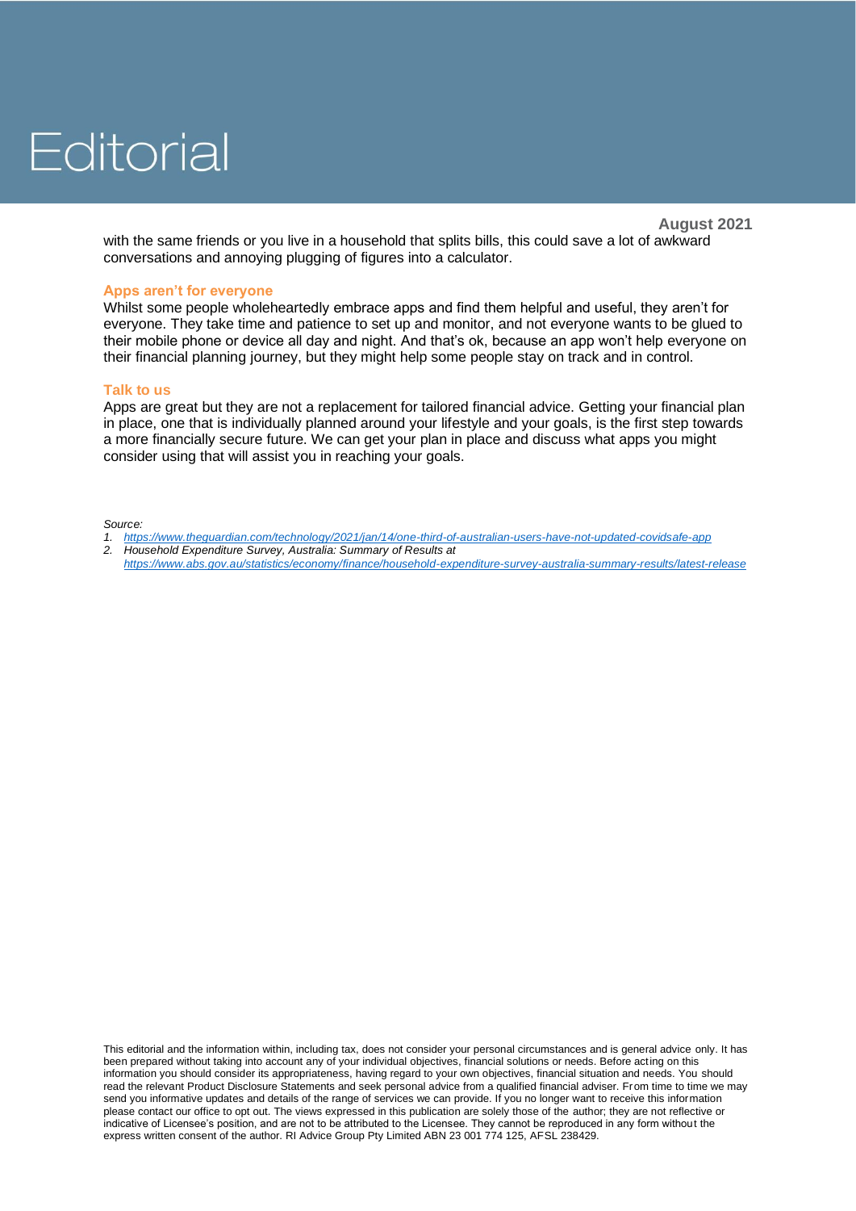with the same friends or you live in a household that splits bills, this could save a lot of awkward conversations and annoying plugging of figures into a calculator.

### Apps aren't for everyone

Whilst some people wholeheartedly embrace apps and find them helpful and useful, they aren't for everyone. They take time and patience to set up and monitor, and not everyone wants to be glued to their mobile phone or device all day and night. And that's ok, because an app won't help everyone on their financial planning journey, but they might help some people stay on track and in control.

### Talk to us

Apps are great but they are not a replacement for tailored financial advice. Getting your financial plan in place, one that is individually planned around your lifestyle and your goals, is the first step towards a more financially secure future. We can get your plan in place and discuss what apps you might consider using that will assist you in reaching your goals.

*Source:*

1. *https://www.theguardian.com/technology/2021/jan/14/one-third-of-australian-users-have-not-updated-covidsafe-app*
2. *Household Expenditure Survey, Australia: Summary of Results at https://www.abs.gov.au/statistics/economy/finance/household-expenditure-survey-australia-summary-results/latest-release*

This editorial and the information within, including tax, does not consider your personal circumstances and is general advice only. It has been prepared without taking into account any of your individual objectives, financial solutions or needs. Before acting on this information you should consider its appropriateness, having regard to your own objectives, financial situation and needs. You should read the relevant Product Disclosure Statements and seek personal advice from a qualified financial adviser. From time to time we may send you informative updates and details of the range of services we can provide. If you no longer want to receive this information please contact our office to opt out. The views expressed in this publication are solely those of the author; they are not reflective or indicative of Licensee's position, and are not to be attributed to the Licensee. They cannot be reproduced in any form without the express written consent of the author. RI Advice Group Pty Limited ABN 23 001 774 125, AFSL 238429.